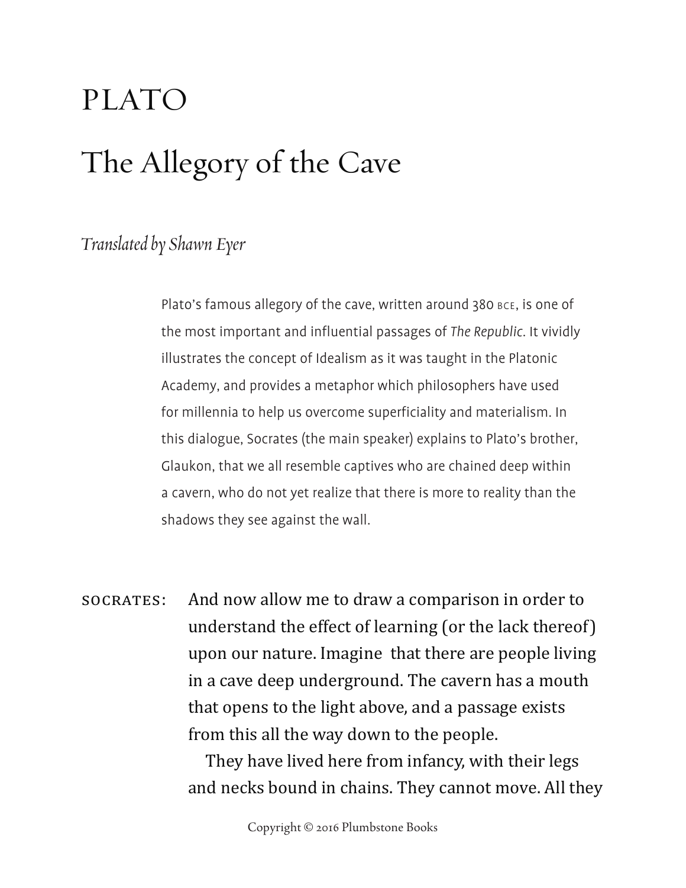# PLATO

# The Allegory of the Cave

*Translated by Shawn Eyer*

Plato's famous allegory of the cave, written around 380 BCE, is one of the most important and influential passages of *The Republic*. It vividly illustrates the concept of Idealism as it was taught in the Platonic Academy, and provides a metaphor which philosophers have used for millennia to help us overcome superficiality and materialism. In this dialogue, Socrates (the main speaker) explains to Plato's brother, Glaukon, that we all resemble captives who are chained deep within a cavern, who do not yet realize that there is more to reality than the shadows they see against the wall.

SOCRATES: And now allow me to draw a comparison in order to understand the effect of learning (or the lack thereof) upon our nature. Imagine that there are people living in a cave deep underground. The cavern has a mouth that opens to the light above, and a passage exists from this all the way down to the people.

They have lived here from infancy, with their legs and necks bound in chains. They cannot move. All they

Copyright © 2016 Plumbstone Books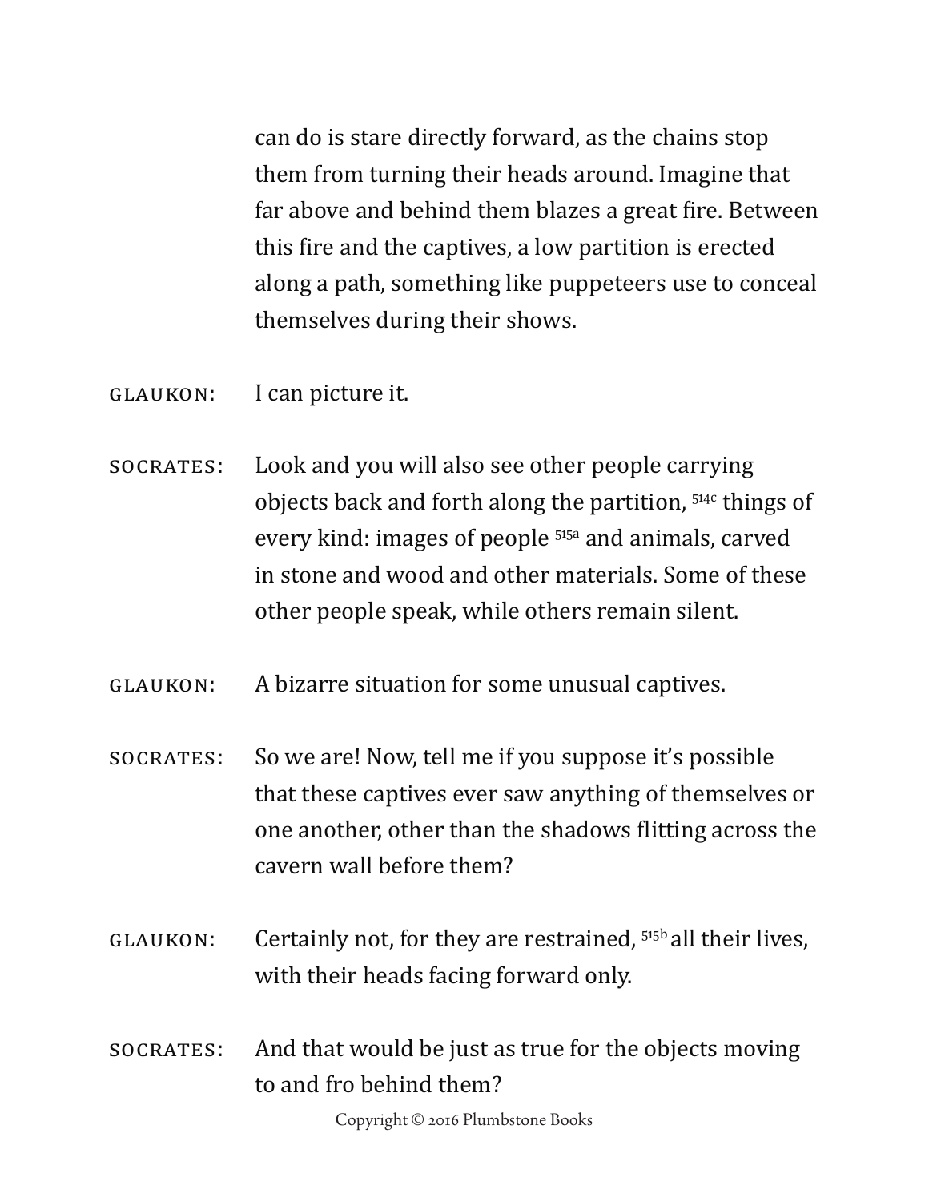can do is stare directly forward, as the chains stop them from turning their heads around. Imagine that far above and behind them blazes a great fire. Between this fire and the captives, a low partition is erected along a path, something like puppeteers use to conceal themselves during their shows.

GLAUKON: I can picture it.

SOCRATES: Look and you will also see other people carrying objects back and forth along the partition, [514c] things of every kind: images of people [515a] and animals, carved in stone and wood and other materials. Some of these other people speak, while others remain silent.

GLAUKON: A bizarre situation for some unusual captives.

SOCRATES: So we are! Now, tell me if you suppose it's possible that these captives ever saw anything of themselves or one another, other than the shadows flitting across the cavern wall before them?

GLAUKON: Certainly not, for they are restrained, [515b] all their lives, with their heads facing forward only.

SOCRATES: And that would be just as true for the objects moving to and fro behind them?

Copyright © 2016 Plumbstone Books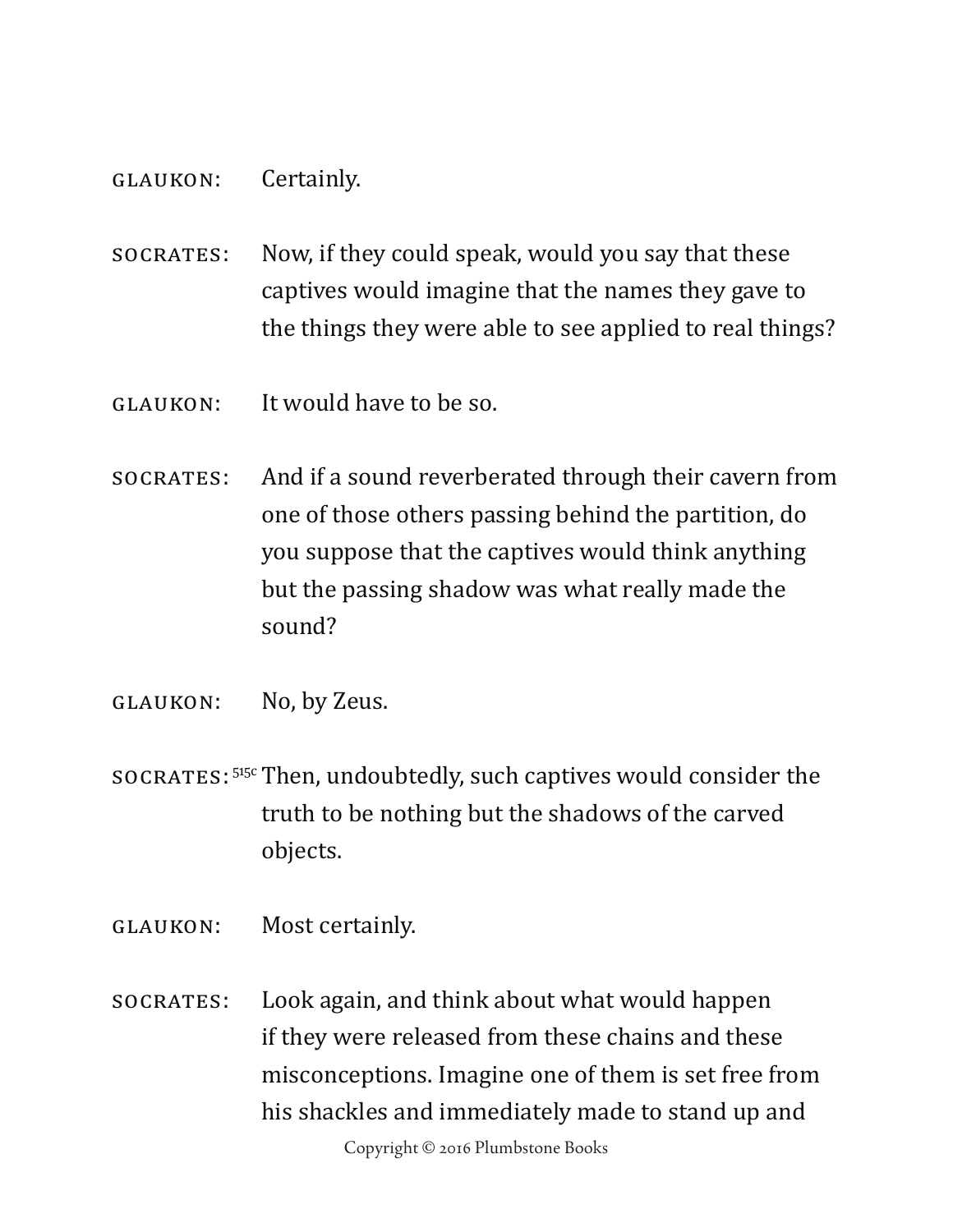GLAUKON: Certainly.

SOCRATES: Now, if they could speak, would you say that these captives would imagine that the names they gave to the things they were able to see applied to real things?

GLAUKON: It would have to be so.

SOCRATES: And if a sound reverberated through their cavern from one of those others passing behind the partition, do you suppose that the captives would think anything but the passing shadow was what really made the sound?

GLAUKON: No, by Zeus.

SOCRATES: [515c] Then, undoubtedly, such captives would consider the truth to be nothing but the shadows of the carved objects.

GLAUKON: Most certainly.

SOCRATES: Look again, and think about what would happen if they were released from these chains and these misconceptions. Imagine one of them is set free from his shackles and immediately made to stand up and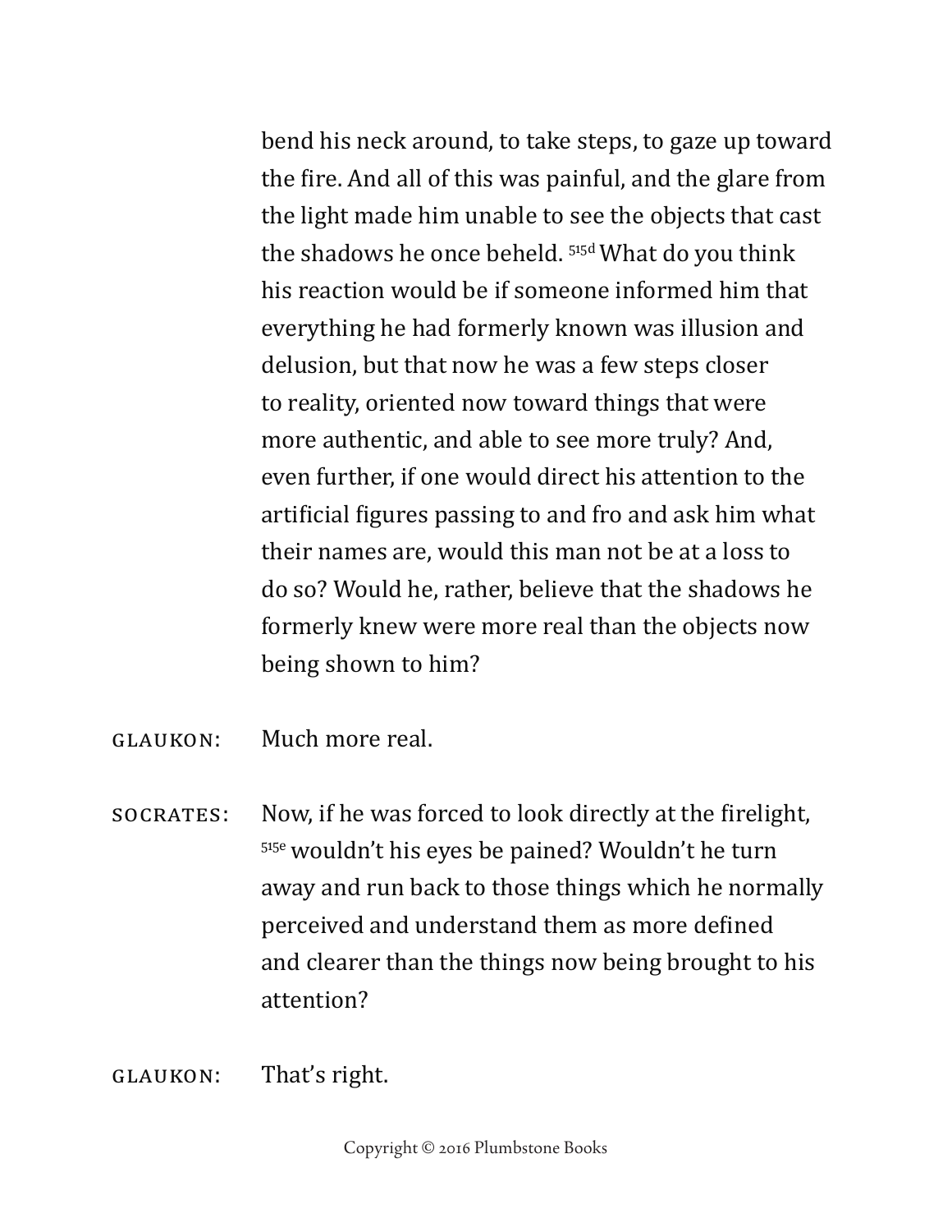bend his neck around, to take steps, to gaze up toward the fire. And all of this was painful, and the glare from the light made him unable to see the objects that cast the shadows he once beheld. [515d] What do you think his reaction would be if someone informed him that everything he had formerly known was illusion and delusion, but that now he was a few steps closer to reality, oriented now toward things that were more authentic, and able to see more truly? And, even further, if one would direct his attention to the artificial figures passing to and fro and ask him what their names are, would this man not be at a loss to do so? Would he, rather, believe that the shadows he formerly knew were more real than the objects now being shown to him?

GLAUKON: Much more real.

SOCRATES: Now, if he was forced to look directly at the firelight, [515e] wouldn't his eyes be pained? Wouldn't he turn away and run back to those things which he normally perceived and understand them as more defined and clearer than the things now being brought to his attention?

GLAUKON: That's right.

Copyright © 2016 Plumbstone Books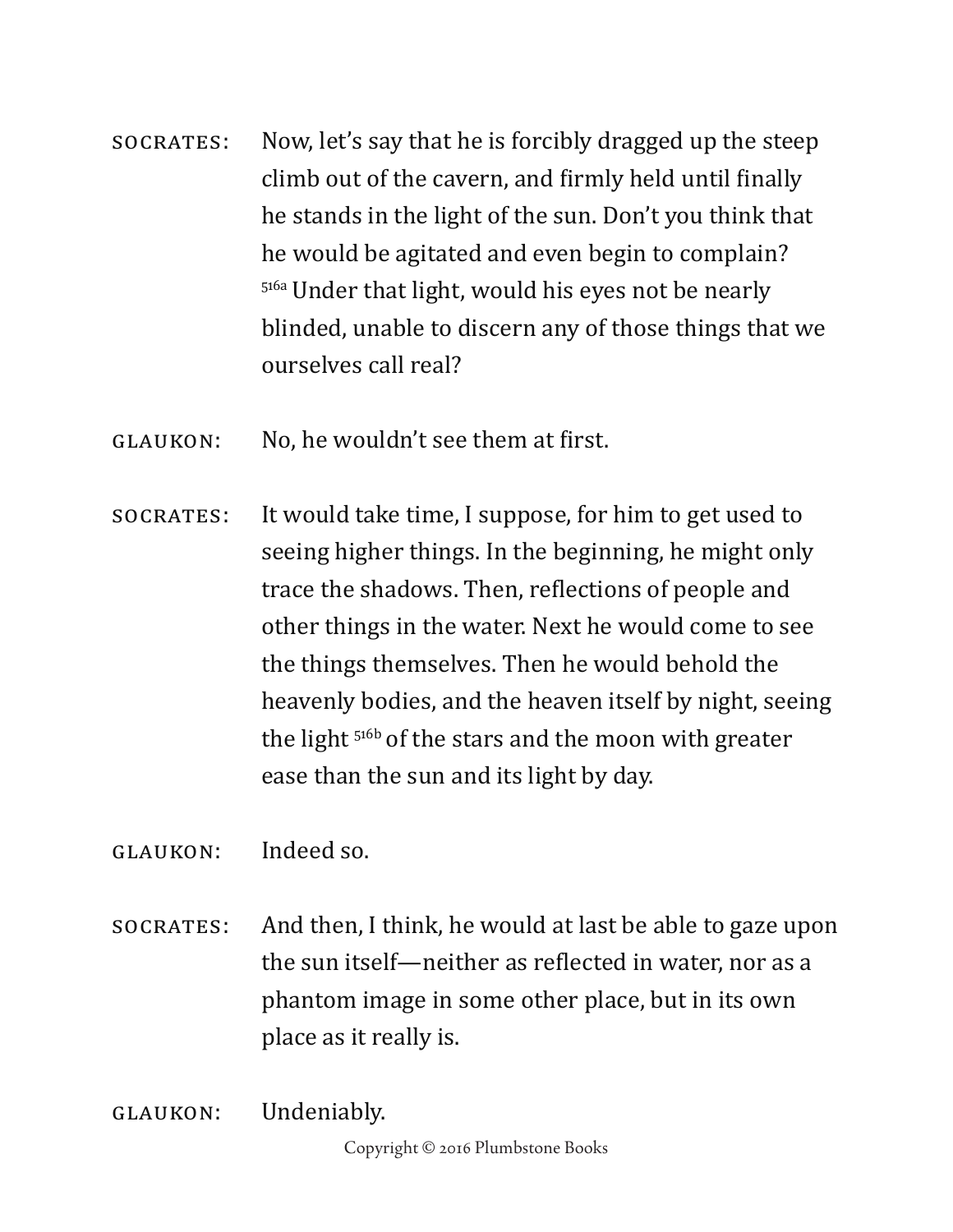SOCRATES: Now, let's say that he is forcibly dragged up the steep climb out of the cavern, and firmly held until finally he stands in the light of the sun. Don't you think that he would be agitated and even begin to complain? [516a] Under that light, would his eyes not be nearly blinded, unable to discern any of those things that we ourselves call real?

GLAUKON: No, he wouldn't see them at first.

SOCRATES: It would take time, I suppose, for him to get used to seeing higher things. In the beginning, he might only trace the shadows. Then, reflections of people and other things in the water. Next he would come to see the things themselves. Then he would behold the heavenly bodies, and the heaven itself by night, seeing the light [516b] of the stars and the moon with greater ease than the sun and its light by day.

GLAUKON: Indeed so.

SOCRATES: And then, I think, he would at last be able to gaze upon the sun itself—neither as reflected in water, nor as a phantom image in some other place, but in its own place as it really is.

GLAUKON: Undeniably.

Copyright © 2016 Plumbstone Books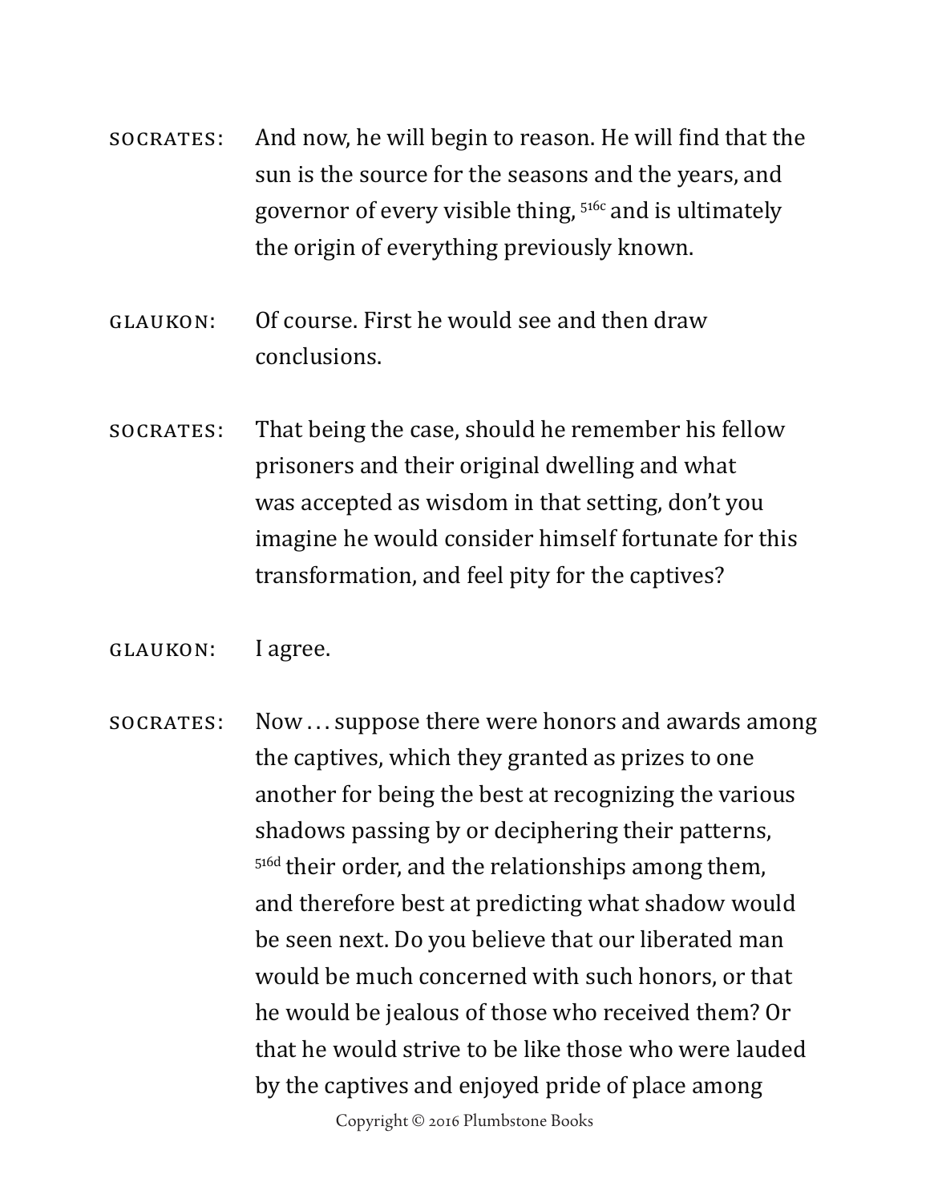SOCRATES: And now, he will begin to reason. He will find that the sun is the source for the seasons and the years, and governor of every visible thing, [516c] and is ultimately the origin of everything previously known.

GLAUKON: Of course. First he would see and then draw conclusions.

SOCRATES: That being the case, should he remember his fellow prisoners and their original dwelling and what was accepted as wisdom in that setting, don't you imagine he would consider himself fortunate for this transformation, and feel pity for the captives?

GLAUKON: I agree.

SOCRATES: Now . . . suppose there were honors and awards among the captives, which they granted as prizes to one another for being the best at recognizing the various shadows passing by or deciphering their patterns, [516d] their order, and the relationships among them, and therefore best at predicting what shadow would be seen next. Do you believe that our liberated man would be much concerned with such honors, or that he would be jealous of those who received them? Or that he would strive to be like those who were lauded by the captives and enjoyed pride of place among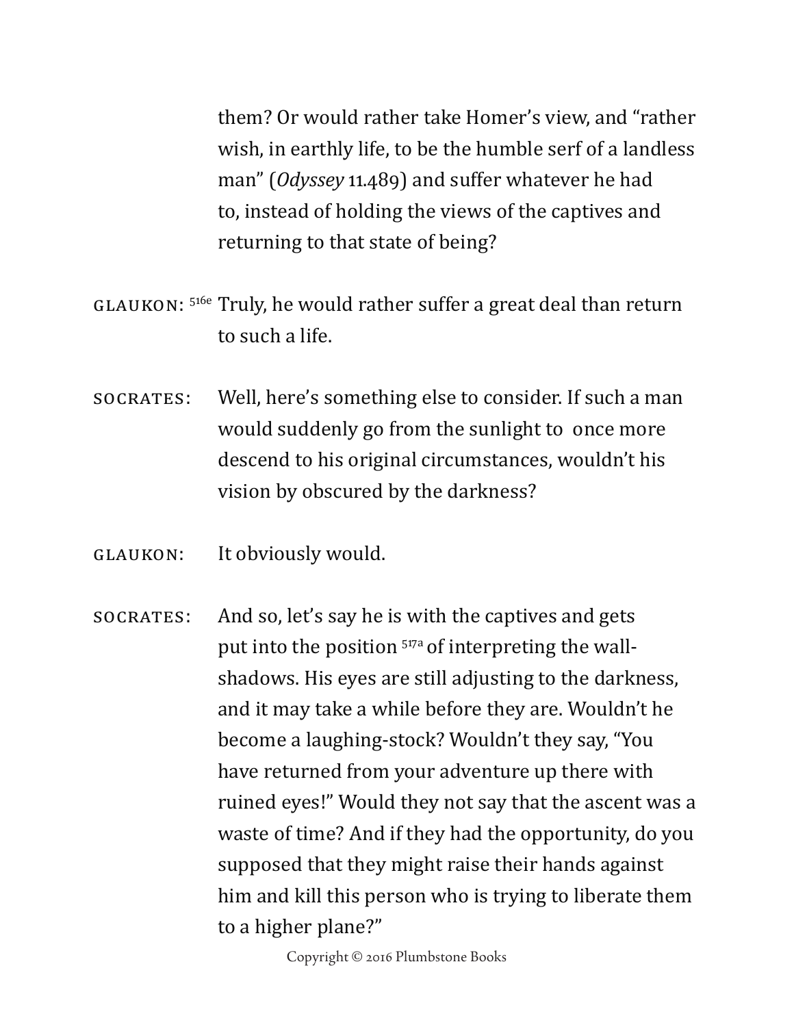them? Or would rather take Homer's view, and "rather wish, in earthly life, to be the humble serf of a landless man" (*Odyssey* 11.489) and suffer whatever he had to, instead of holding the views of the captives and returning to that state of being?

GLAUKON: [516e] Truly, he would rather suffer a great deal than return to such a life.

SOCRATES: Well, here's something else to consider. If such a man would suddenly go from the sunlight to once more descend to his original circumstances, wouldn't his vision by obscured by the darkness?

GLAUKON: It obviously would.

SOCRATES: And so, let's say he is with the captives and gets put into the position [517a] of interpreting the wall-shadows. His eyes are still adjusting to the darkness, and it may take a while before they are. Wouldn't he become a laughing-stock? Wouldn't they say, "You have returned from your adventure up there with ruined eyes!" Would they not say that the ascent was a waste of time? And if they had the opportunity, do you supposed that they might raise their hands against him and kill this person who is trying to liberate them to a higher plane?"

Copyright © 2016 Plumbstone Books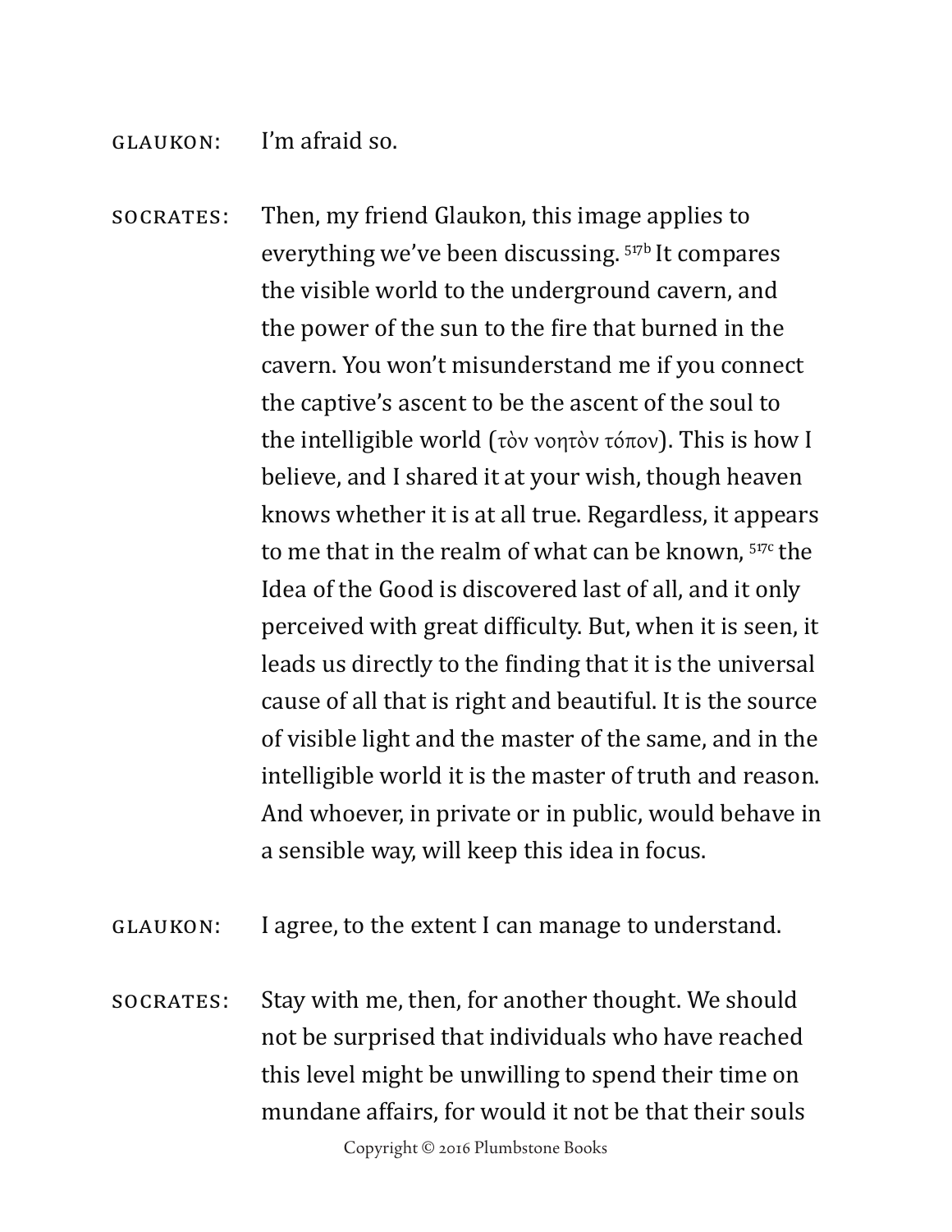GLAUKON: I'm afraid so.

SOCRATES: Then, my friend Glaukon, this image applies to everything we've been discussing. [517b] It compares the visible world to the underground cavern, and the power of the sun to the fire that burned in the cavern. You won't misunderstand me if you connect the captive's ascent to be the ascent of the soul to the intelligible world (τὸν νοητὸν τόπον). This is how I believe, and I shared it at your wish, though heaven knows whether it is at all true. Regardless, it appears to me that in the realm of what can be known, [517c] the Idea of the Good is discovered last of all, and it only perceived with great difficulty. But, when it is seen, it leads us directly to the finding that it is the universal cause of all that is right and beautiful. It is the source of visible light and the master of the same, and in the intelligible world it is the master of truth and reason. And whoever, in private or in public, would behave in a sensible way, will keep this idea in focus.

GLAUKON: I agree, to the extent I can manage to understand.

SOCRATES: Stay with me, then, for another thought. We should not be surprised that individuals who have reached this level might be unwilling to spend their time on mundane affairs, for would it not be that their souls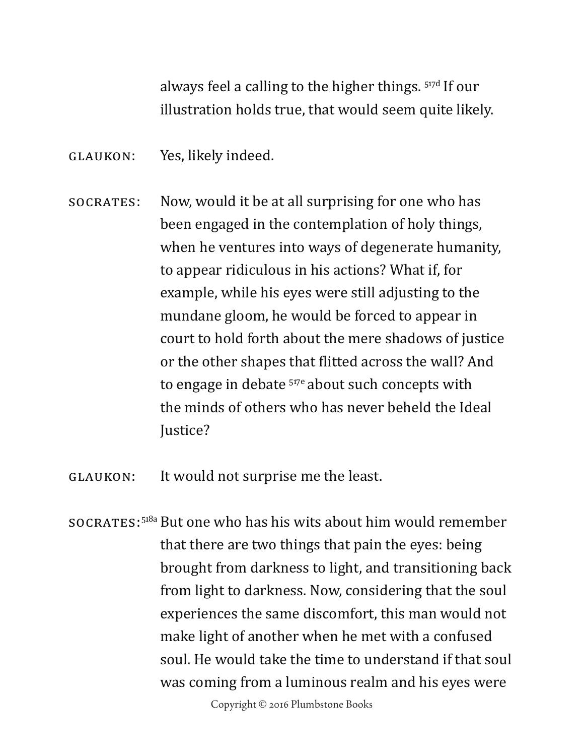always feel a calling to the higher things. [517d] If our illustration holds true, that would seem quite likely.

GLAUKON: Yes, likely indeed.

SOCRATES: Now, would it be at all surprising for one who has been engaged in the contemplation of holy things, when he ventures into ways of degenerate humanity, to appear ridiculous in his actions? What if, for example, while his eyes were still adjusting to the mundane gloom, he would be forced to appear in court to hold forth about the mere shadows of justice or the other shapes that flitted across the wall? And to engage in debate [517e] about such concepts with the minds of others who has never beheld the Ideal Justice?

GLAUKON: It would not surprise me the least.

SOCRATES: [518a] But one who has his wits about him would remember that there are two things that pain the eyes: being brought from darkness to light, and transitioning back from light to darkness. Now, considering that the soul experiences the same discomfort, this man would not make light of another when he met with a confused soul. He would take the time to understand if that soul was coming from a luminous realm and his eyes were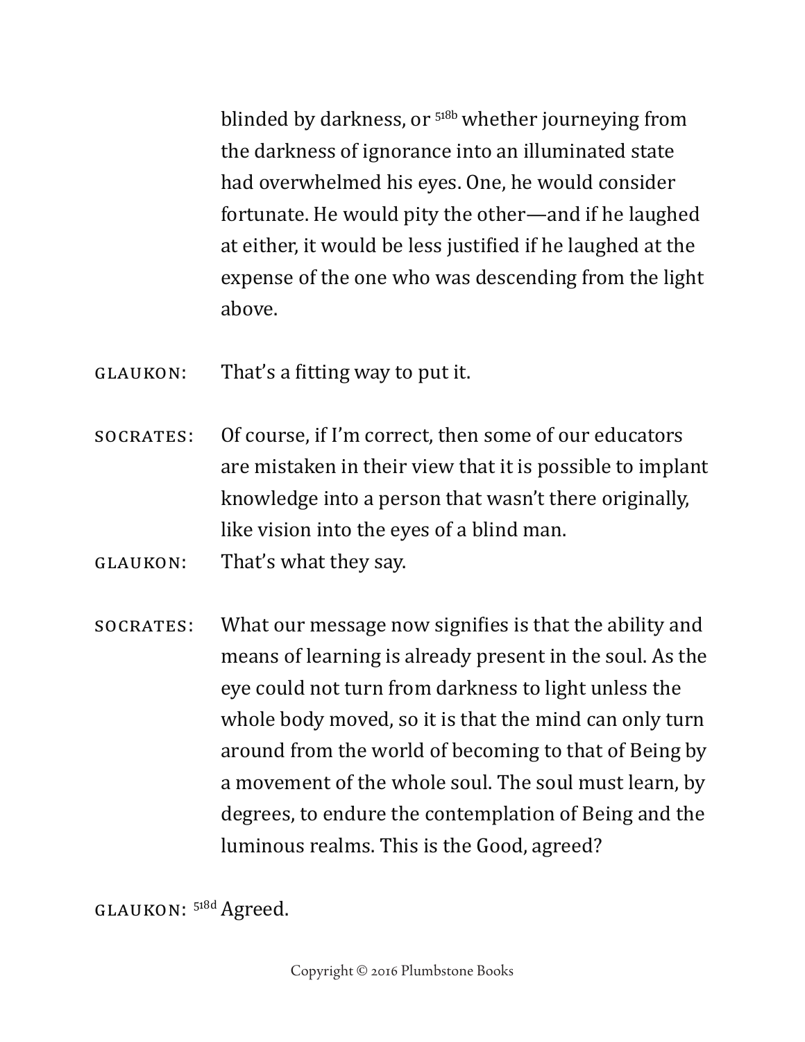blinded by darkness, or [518b] whether journeying from the darkness of ignorance into an illuminated state had overwhelmed his eyes. One, he would consider fortunate. He would pity the other—and if he laughed at either, it would be less justified if he laughed at the expense of the one who was descending from the light above.

GLAUKON: That's a fitting way to put it.

SOCRATES: Of course, if I'm correct, then some of our educators are mistaken in their view that it is possible to implant knowledge into a person that wasn't there originally, like vision into the eyes of a blind man.

GLAUKON: That's what they say.

SOCRATES: What our message now signifies is that the ability and means of learning is already present in the soul. As the eye could not turn from darkness to light unless the whole body moved, so it is that the mind can only turn around from the world of becoming to that of Being by a movement of the whole soul. The soul must learn, by degrees, to endure the contemplation of Being and the luminous realms. This is the Good, agreed?

GLAUKON: [518d] Agreed.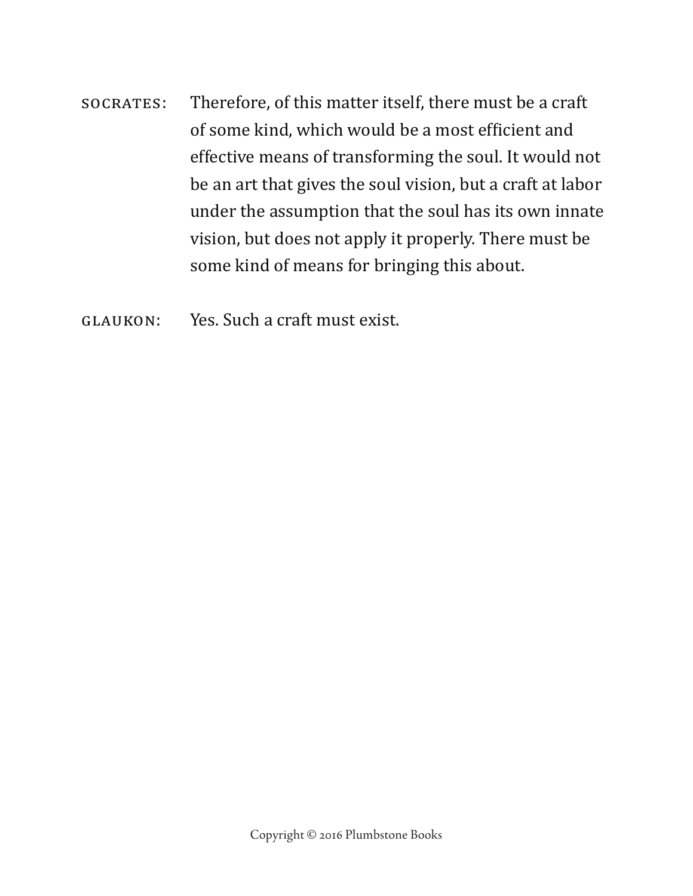SOCRATES: Therefore, of this matter itself, there must be a craft of some kind, which would be a most efficient and effective means of transforming the soul. It would not be an art that gives the soul vision, but a craft at labor under the assumption that the soul has its own innate vision, but does not apply it properly. There must be some kind of means for bringing this about.

GLAUKON: Yes. Such a craft must exist.

Copyright © 2016 Plumbstone Books